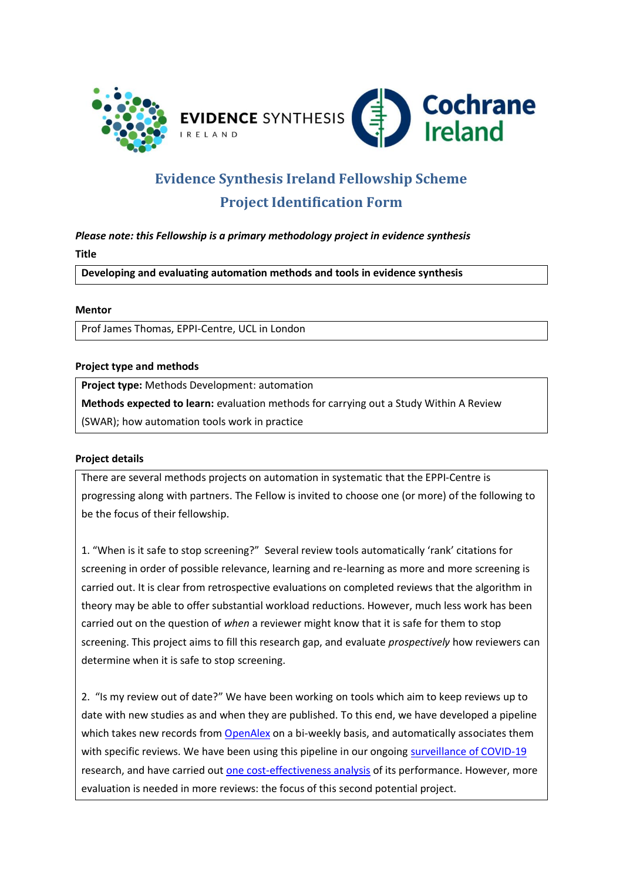# Evidence Synthesis Ireland Fellowship Scheme

## Project Identification Form

***Please note: this Fellowship is a primary methodology project in evidence synthesis***

**Title**

**Developing and evaluating automation methods and tools in evidence synthesis**

**Mentor**

Prof James Thomas, EPPI-Centre, UCL in London

**Project type and methods**

**Project type:** Methods Development: automation

**Methods expected to learn:** evaluation methods for carrying out a Study Within A Review (SWAR); how automation tools work in practice

**Project details**

There are several methods projects on automation in systematic that the EPPI-Centre is progressing along with partners. The Fellow is invited to choose one (or more) of the following to be the focus of their fellowship.

1. "When is it safe to stop screening?" Several review tools automatically 'rank' citations for screening in order of possible relevance, learning and re-learning as more and more screening is carried out. It is clear from retrospective evaluations on completed reviews that the algorithm in theory may be able to offer substantial workload reductions. However, much less work has been carried out on the question of *when* a reviewer might know that it is safe for them to stop screening. This project aims to fill this research gap, and evaluate *prospectively* how reviewers can determine when it is safe to stop screening.

2. "Is my review out of date?" We have been working on tools which aim to keep reviews up to date with new studies as and when they are published. To this end, we have developed a pipeline which takes new records from [OpenAlex] on a bi-weekly basis, and automatically associates them with specific reviews. We have been using this pipeline in our ongoing [surveillance of COVID-19] research, and have carried out [one cost-effectiveness analysis] of its performance. However, more evaluation is needed in more reviews: the focus of this second potential project.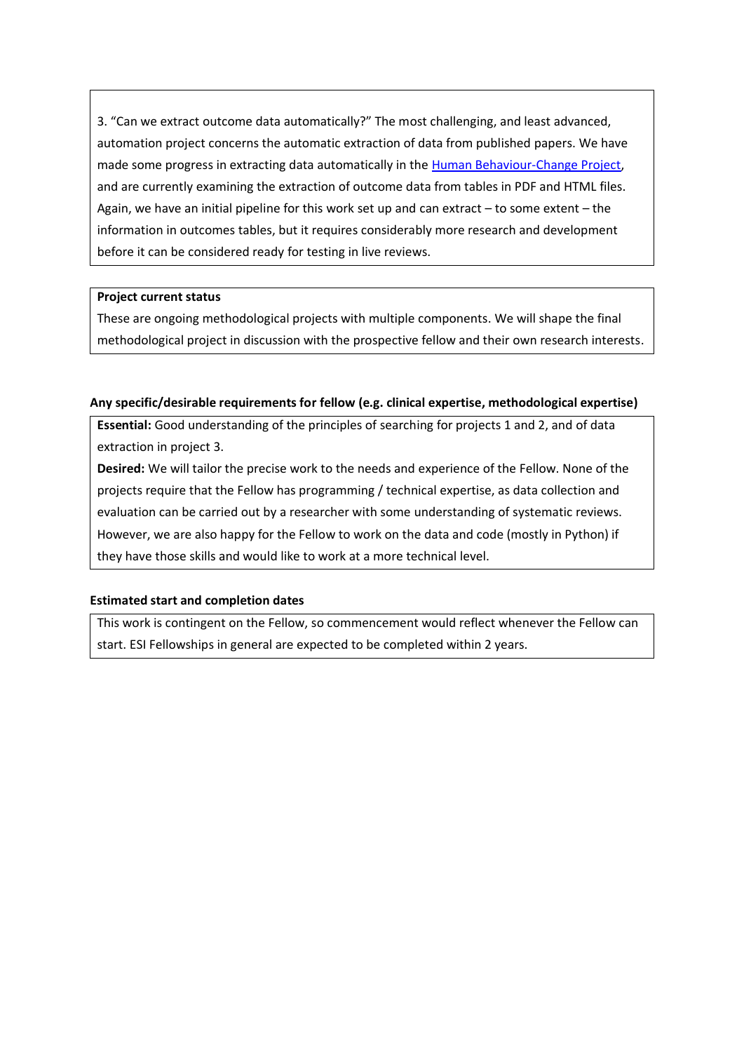3. “Can we extract outcome data automatically?” The most challenging, and least advanced, automation project concerns the automatic extraction of data from published papers. We have made some progress in extracting data automatically in the Human Behaviour-Change Project, and are currently examining the extraction of outcome data from tables in PDF and HTML files. Again, we have an initial pipeline for this work set up and can extract – to some extent – the information in outcomes tables, but it requires considerably more research and development before it can be considered ready for testing in live reviews.

**Project current status**

These are ongoing methodological projects with multiple components. We will shape the final methodological project in discussion with the prospective fellow and their own research interests.

**Any specific/desirable requirements for fellow (e.g. clinical expertise, methodological expertise)**

**Essential:** Good understanding of the principles of searching for projects 1 and 2, and of data extraction in project 3.

**Desired:** We will tailor the precise work to the needs and experience of the Fellow. None of the projects require that the Fellow has programming / technical expertise, as data collection and evaluation can be carried out by a researcher with some understanding of systematic reviews. However, we are also happy for the Fellow to work on the data and code (mostly in Python) if they have those skills and would like to work at a more technical level.

**Estimated start and completion dates**

This work is contingent on the Fellow, so commencement would reflect whenever the Fellow can start. ESI Fellowships in general are expected to be completed within 2 years.